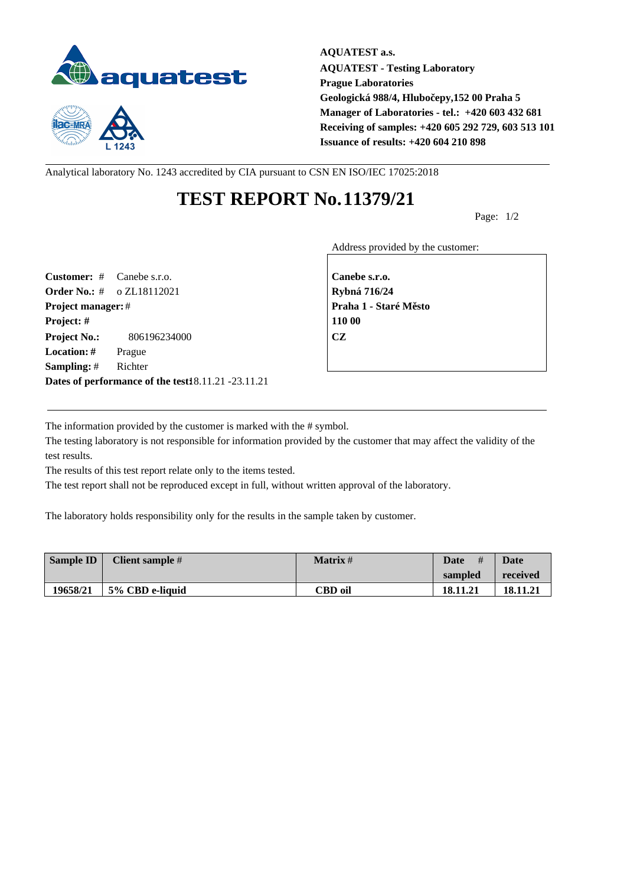**AQUATEST a.s.**
**AQUATEST - Testing Laboratory**
**Prague Laboratories**
**Geologická 988/4, Hlubočepy,152 00 Praha 5**
**Manager of Laboratories - tel.: +420 603 432 681**
**Receiving of samples: +420 605 292 729, 603 513 101**
**Issuance of results: +420 604 210 898**

Analytical laboratory No. 1243 accredited by CIA pursuant to CSN EN ISO/IEC 17025:2018

# TEST REPORT No. 11379/21

Page: 1/2

**Customer:** # Canebe s.r.o.
**Order No.:** # o ZL18112021
**Project manager:** #
**Project:** #
**Project No.:** 806196234000
**Location:** # Prague
**Sampling:** # Richter
**Dates of performance of the test:** 18.11.21 -23.11.21

Address provided by the customer:

**Canebe s.r.o.**
**Rybná 716/24**
**Praha 1 - Staré Město**
**110 00**
**CZ**

The information provided by the customer is marked with the # symbol.
The testing laboratory is not responsible for information provided by the customer that may affect the validity of the test results.
The results of this test report relate only to the items tested.
The test report shall not be reproduced except in full, without written approval of the laboratory.

The laboratory holds responsibility only for the results in the sample taken by customer.

| Sample ID | Client sample # | Matrix # | Date # sampled | Date received |
|---|---|---|---|---|
| **19658/21** | **5% CBD e-liquid** | **CBD oil** | **18.11.21** | **18.11.21** |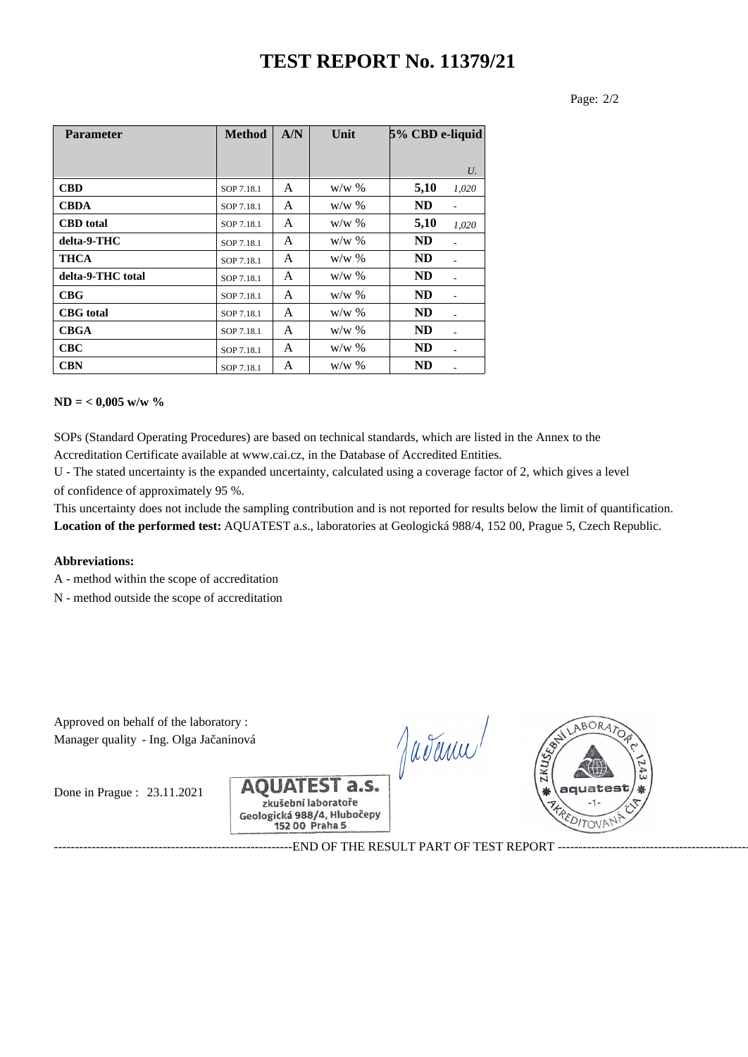# TEST REPORT No. 11379/21

| Parameter | Method | A/N | Unit | 5% CBD e-liquid | |
|---|---|---|---|---|---|
| | | | | | *U.* |
| **CBD** | SOP 7.18.1 | A | w/w % | **5,10** | *1,020* |
| **CBDA** | SOP 7.18.1 | A | w/w % | **ND** | - |
| **CBD total** | SOP 7.18.1 | A | w/w % | **5,10** | *1,020* |
| **delta-9-THC** | SOP 7.18.1 | A | w/w % | **ND** | - |
| **THCA** | SOP 7.18.1 | A | w/w % | **ND** | - |
| **delta-9-THC total** | SOP 7.18.1 | A | w/w % | **ND** | - |
| **CBG** | SOP 7.18.1 | A | w/w % | **ND** | - |
| **CBG total** | SOP 7.18.1 | A | w/w % | **ND** | - |
| **CBGA** | SOP 7.18.1 | A | w/w % | **ND** | - |
| **CBC** | SOP 7.18.1 | A | w/w % | **ND** | - |
| **CBN** | SOP 7.18.1 | A | w/w % | **ND** | - |

**ND = < 0,005 w/w %**

SOPs (Standard Operating Procedures) are based on technical standards, which are listed in the Annex to the Accreditation Certificate available at www.cai.cz, in the Database of Accredited Entities.

U - The stated uncertainty is the expanded uncertainty, calculated using a coverage factor of 2, which gives a level of confidence of approximately 95 %.

This uncertainty does not include the sampling contribution and is not reported for results below the limit of quantification.

**Location of the performed test:** AQUATEST a.s., laboratories at Geologická 988/4, 152 00, Prague 5, Czech Republic.

**Abbreviations:**

A - method within the scope of accreditation

N - method outside the scope of accreditation

Approved on behalf of the laboratory :
Manager quality - Ing. Olga Jačaninová

Done in Prague : 23.11.2021

AQUATEST a.s.
zkušební laboratoře
Geologická 988/4, Hlubočepy
152 00 Praha 5

ZKUŠEBNÍ LABORATOŘ č. 1243
aquatest
-1-
AKREDITOVANÁ ČIA

----------------------------------------------------------END OF THE RESULT PART OF TEST REPORT ----------------------------------------------------------